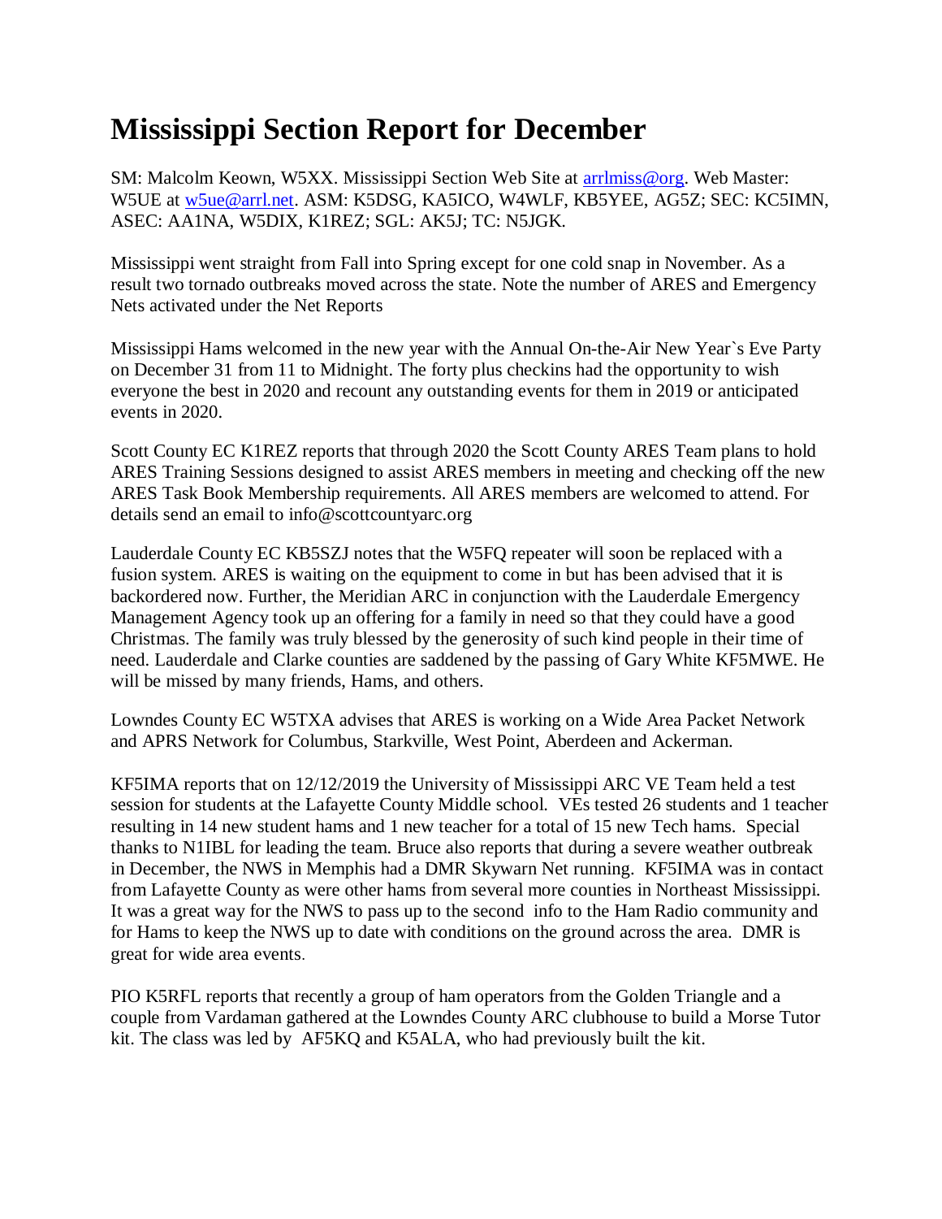# Mississippi Section Report for December

SM: Malcolm Keown, W5XX. Mississippi Section Web Site at [arrlmiss@org](arrlmiss@org). Web Master: W5UE at [w5ue@arrl.net](mailto:w5ue@arrl.net). ASM: K5DSG, KA5ICO, W4WLF, KB5YEE, AG5Z; SEC: KC5IMN, ASEC: AA1NA, W5DIX, K1REZ; SGL: AK5J; TC: N5JGK.

Mississippi went straight from Fall into Spring except for one cold snap in November. As a result two tornado outbreaks moved across the state. Note the number of ARES and Emergency Nets activated under the Net Reports

Mississippi Hams welcomed in the new year with the Annual On-the-Air New Year`s Eve Party on December 31 from 11 to Midnight. The forty plus checkins had the opportunity to wish everyone the best in 2020 and recount any outstanding events for them in 2019 or anticipated events in 2020.

Scott County EC K1REZ reports that through 2020 the Scott County ARES Team plans to hold ARES Training Sessions designed to assist ARES members in meeting and checking off the new ARES Task Book Membership requirements. All ARES members are welcomed to attend. For details send an email to info@scottcountyarc.org

Lauderdale County EC KB5SZJ notes that the W5FQ repeater will soon be replaced with a fusion system. ARES is waiting on the equipment to come in but has been advised that it is backordered now. Further, the Meridian ARC in conjunction with the Lauderdale Emergency Management Agency took up an offering for a family in need so that they could have a good Christmas. The family was truly blessed by the generosity of such kind people in their time of need. Lauderdale and Clarke counties are saddened by the passing of Gary White KF5MWE. He will be missed by many friends, Hams, and others.

Lowndes County EC W5TXA advises that ARES is working on a Wide Area Packet Network and APRS Network for Columbus, Starkville, West Point, Aberdeen and Ackerman.

KF5IMA reports that on 12/12/2019 the University of Mississippi ARC VE Team held a test session for students at the Lafayette County Middle school. VEs tested 26 students and 1 teacher resulting in 14 new student hams and 1 new teacher for a total of 15 new Tech hams. Special thanks to N1IBL for leading the team. Bruce also reports that during a severe weather outbreak in December, the NWS in Memphis had a DMR Skywarn Net running. KF5IMA was in contact from Lafayette County as were other hams from several more counties in Northeast Mississippi. It was a great way for the NWS to pass up to the second info to the Ham Radio community and for Hams to keep the NWS up to date with conditions on the ground across the area. DMR is great for wide area events.

PIO K5RFL reports that recently a group of ham operators from the Golden Triangle and a couple from Vardaman gathered at the Lowndes County ARC clubhouse to build a Morse Tutor kit. The class was led by AF5KQ and K5ALA, who had previously built the kit.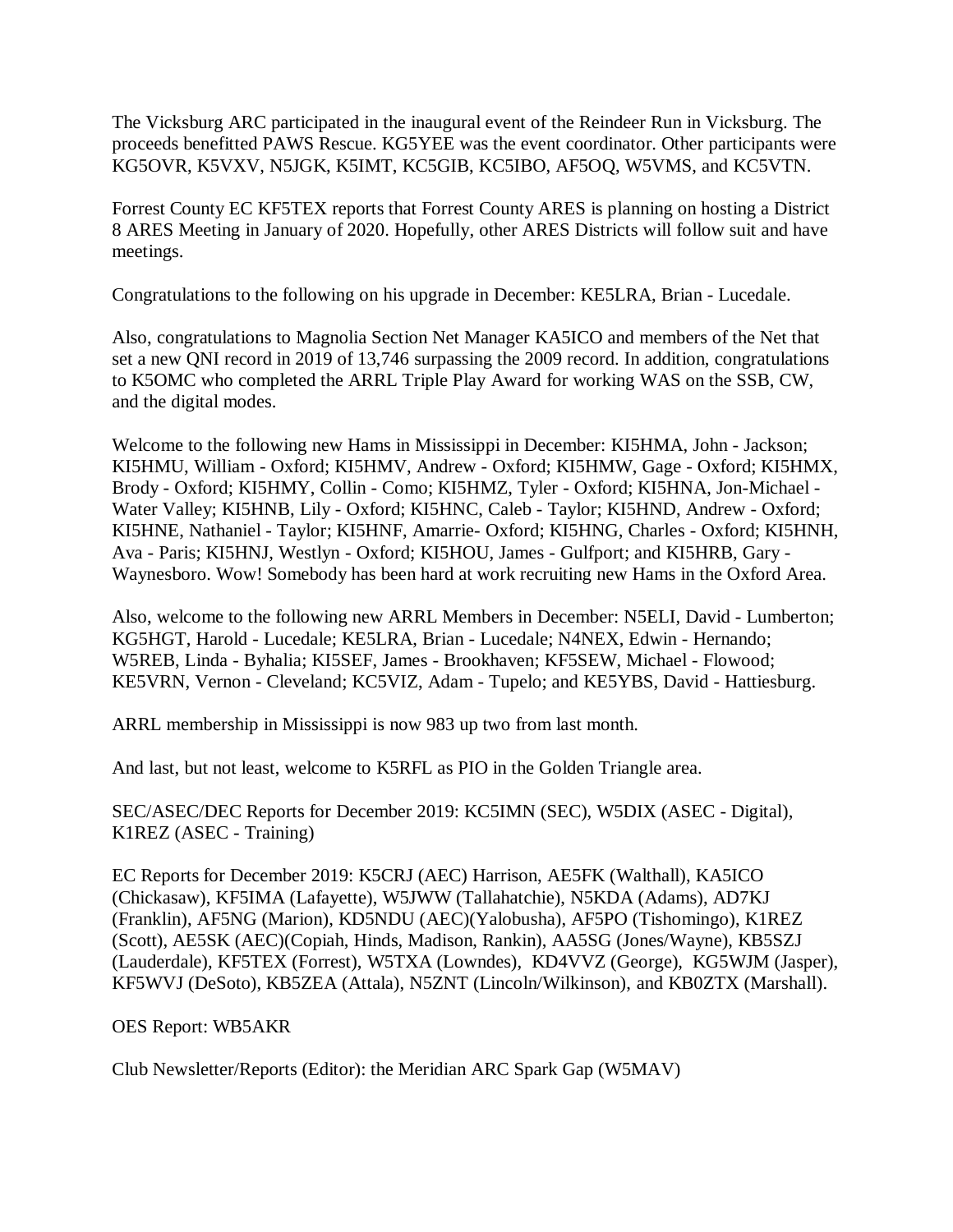The Vicksburg ARC participated in the inaugural event of the Reindeer Run in Vicksburg. The proceeds benefitted PAWS Rescue. KG5YEE was the event coordinator. Other participants were KG5OVR, K5VXV, N5JGK, K5IMT, KC5GIB, KC5IBO, AF5OQ, W5VMS, and KC5VTN.

Forrest County EC KF5TEX reports that Forrest County ARES is planning on hosting a District 8 ARES Meeting in January of 2020. Hopefully, other ARES Districts will follow suit and have meetings.

Congratulations to the following on his upgrade in December: KE5LRA, Brian - Lucedale.

Also, congratulations to Magnolia Section Net Manager KA5ICO and members of the Net that set a new QNI record in 2019 of 13,746 surpassing the 2009 record. In addition, congratulations to K5OMC who completed the ARRL Triple Play Award for working WAS on the SSB, CW, and the digital modes.

Welcome to the following new Hams in Mississippi in December: KI5HMA, John - Jackson; KI5HMU, William - Oxford; KI5HMV, Andrew - Oxford; KI5HMW, Gage - Oxford; KI5HMX, Brody - Oxford; KI5HMY, Collin - Como; KI5HMZ, Tyler - Oxford; KI5HNA, Jon-Michael - Water Valley; KI5HNB, Lily - Oxford; KI5HNC, Caleb - Taylor; KI5HND, Andrew - Oxford; KI5HNE, Nathaniel - Taylor; KI5HNF, Amarrie- Oxford; KI5HNG, Charles - Oxford; KI5HNH, Ava - Paris; KI5HNJ, Westlyn - Oxford; KI5HOU, James - Gulfport; and KI5HRB, Gary - Waynesboro. Wow! Somebody has been hard at work recruiting new Hams in the Oxford Area.

Also, welcome to the following new ARRL Members in December: N5ELI, David - Lumberton; KG5HGT, Harold - Lucedale; KE5LRA, Brian - Lucedale; N4NEX, Edwin - Hernando; W5REB, Linda - Byhalia; KI5SEF, James - Brookhaven; KF5SEW, Michael - Flowood; KE5VRN, Vernon - Cleveland; KC5VIZ, Adam - Tupelo; and KE5YBS, David - Hattiesburg.

ARRL membership in Mississippi is now 983 up two from last month.

And last, but not least, welcome to K5RFL as PIO in the Golden Triangle area.

SEC/ASEC/DEC Reports for December 2019: KC5IMN (SEC), W5DIX (ASEC - Digital), K1REZ (ASEC - Training)

EC Reports for December 2019: K5CRJ (AEC) Harrison, AE5FK (Walthall), KA5ICO (Chickasaw), KF5IMA (Lafayette), W5JWW (Tallahatchie), N5KDA (Adams), AD7KJ (Franklin), AF5NG (Marion), KD5NDU (AEC)(Yalobusha), AF5PO (Tishomingo), K1REZ (Scott), AE5SK (AEC)(Copiah, Hinds, Madison, Rankin), AA5SG (Jones/Wayne), KB5SZJ (Lauderdale), KF5TEX (Forrest), W5TXA (Lowndes), KD4VVZ (George), KG5WJM (Jasper), KF5WVJ (DeSoto), KB5ZEA (Attala), N5ZNT (Lincoln/Wilkinson), and KB0ZTX (Marshall).

OES Report: WB5AKR

Club Newsletter/Reports (Editor): the Meridian ARC Spark Gap (W5MAV)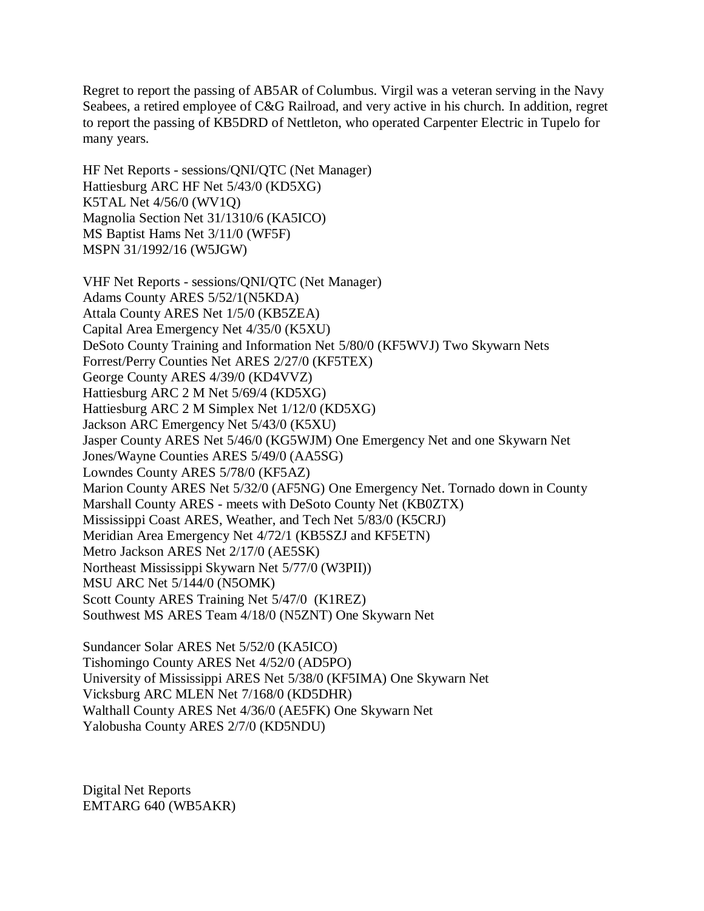Regret to report the passing of AB5AR of Columbus. Virgil was a veteran serving in the Navy Seabees, a retired employee of C&G Railroad, and very active in his church. In addition, regret to report the passing of KB5DRD of Nettleton, who operated Carpenter Electric in Tupelo for many years.

HF Net Reports - sessions/QNI/QTC (Net Manager)
Hattiesburg ARC HF Net 5/43/0 (KD5XG)
K5TAL Net 4/56/0 (WV1Q)
Magnolia Section Net 31/1310/6 (KA5ICO)
MS Baptist Hams Net 3/11/0 (WF5F)
MSPN 31/1992/16 (W5JGW)

VHF Net Reports - sessions/QNI/QTC (Net Manager)
Adams County ARES 5/52/1(N5KDA)
Attala County ARES Net 1/5/0 (KB5ZEA)
Capital Area Emergency Net 4/35/0 (K5XU)
DeSoto County Training and Information Net 5/80/0 (KF5WVJ) Two Skywarn Nets
Forrest/Perry Counties Net ARES 2/27/0 (KF5TEX)
George County ARES 4/39/0 (KD4VVZ)
Hattiesburg ARC 2 M Net 5/69/4 (KD5XG)
Hattiesburg ARC 2 M Simplex Net 1/12/0 (KD5XG)
Jackson ARC Emergency Net 5/43/0 (K5XU)
Jasper County ARES Net 5/46/0 (KG5WJM) One Emergency Net and one Skywarn Net
Jones/Wayne Counties ARES 5/49/0 (AA5SG)
Lowndes County ARES 5/78/0 (KF5AZ)
Marion County ARES Net 5/32/0 (AF5NG) One Emergency Net. Tornado down in County
Marshall County ARES - meets with DeSoto County Net (KB0ZTX)
Mississippi Coast ARES, Weather, and Tech Net 5/83/0 (K5CRJ)
Meridian Area Emergency Net 4/72/1 (KB5SZJ and KF5ETN)
Metro Jackson ARES Net 2/17/0 (AE5SK)
Northeast Mississippi Skywarn Net 5/77/0 (W3PII))
MSU ARC Net 5/144/0 (N5OMK)
Scott County ARES Training Net 5/47/0 (K1REZ)
Southwest MS ARES Team 4/18/0 (N5ZNT) One Skywarn Net

Sundancer Solar ARES Net 5/52/0 (KA5ICO)
Tishomingo County ARES Net 4/52/0 (AD5PO)
University of Mississippi ARES Net 5/38/0 (KF5IMA) One Skywarn Net
Vicksburg ARC MLEN Net 7/168/0 (KD5DHR)
Walthall County ARES Net 4/36/0 (AE5FK) One Skywarn Net
Yalobusha County ARES 2/7/0 (KD5NDU)

Digital Net Reports
EMTARG 640 (WB5AKR)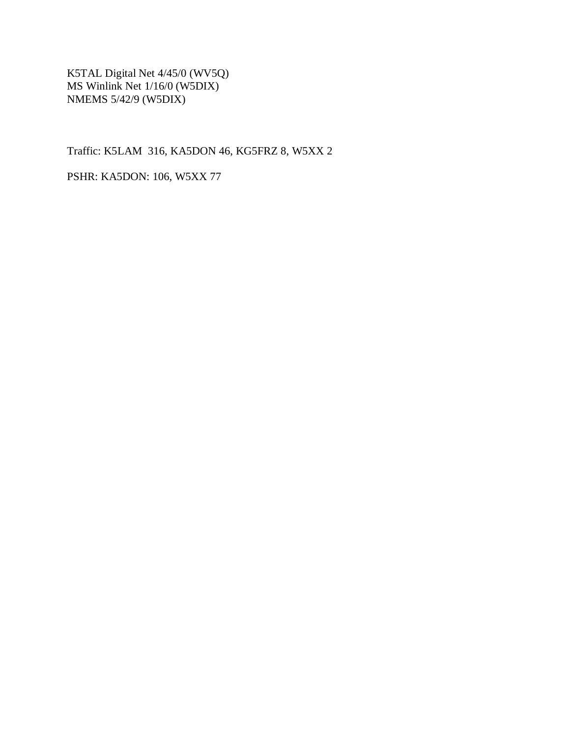K5TAL Digital Net 4/45/0 (WV5Q)
MS Winlink Net 1/16/0 (W5DIX)
NMEMS 5/42/9 (W5DIX)

Traffic: K5LAM 316, KA5DON 46, KG5FRZ 8, W5XX 2

PSHR: KA5DON: 106, W5XX 77